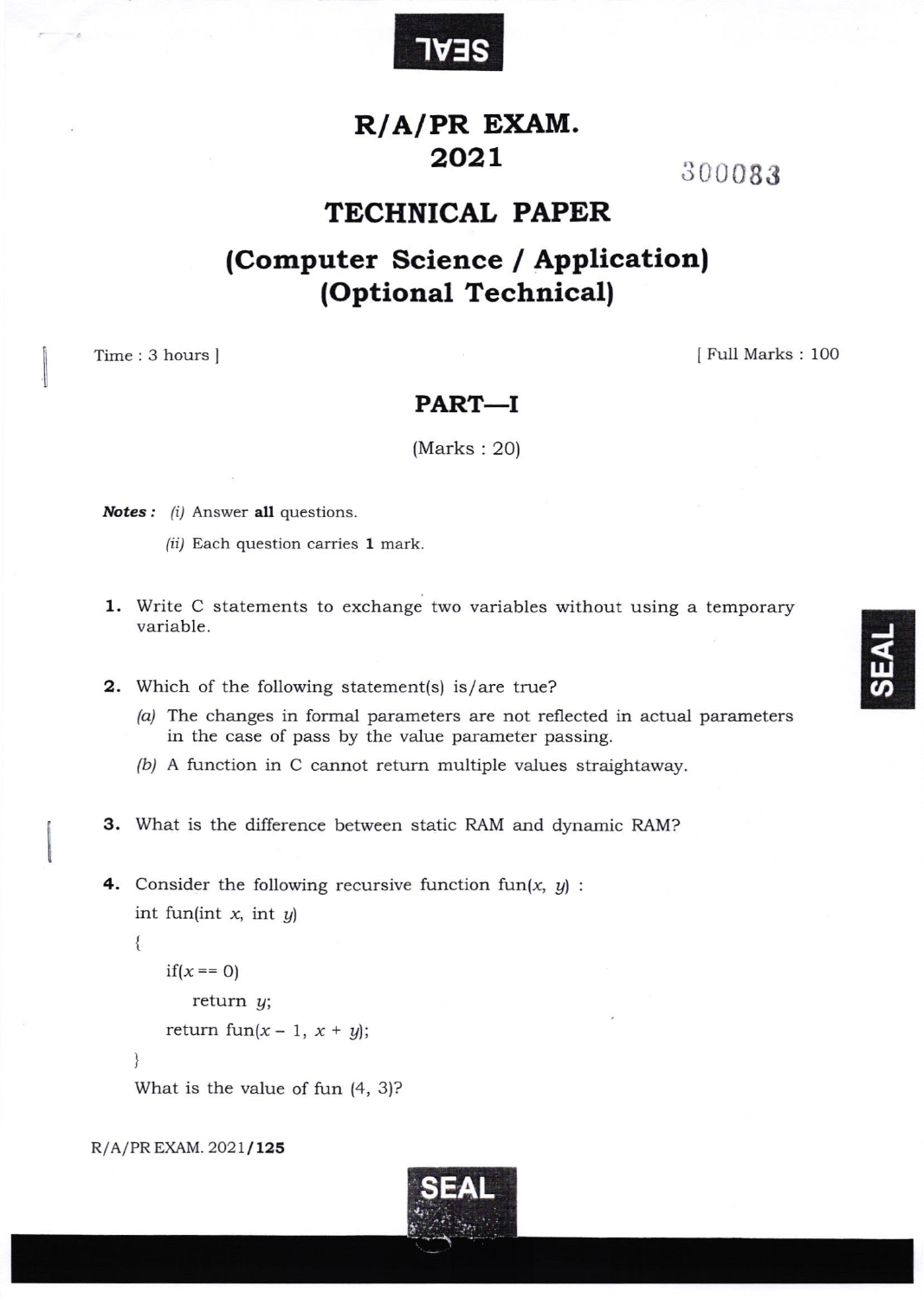# R/A/PR EXAM.
# 2021

300083

## TECHNICAL PAPER

## (Computer Science / Application)
## (Optional Technical)

Time : 3 hours ] [ Full Marks : 100

### PART—I

(Marks : 20)

***Notes :*** *(i)* Answer **all** questions.

*(ii)* Each question carries **1** mark.

**1.** Write C statements to exchange two variables without using a temporary variable.

**2.** Which of the following statement(s) is/are true?

*(a)* The changes in formal parameters are not reflected in actual parameters in the case of pass by the value parameter passing.

*(b)* A function in C cannot return multiple values straightaway.

**3.** What is the difference between static RAM and dynamic RAM?

**4.** Consider the following recursive function fun($x$, $y$) :

```
int fun(int x, int y)
{
    if(x == 0)
        return y;
    return fun(x - 1, x + y);
}
```

What is the value of fun (4, 3)?

R/A/PR EXAM. 2021/**125**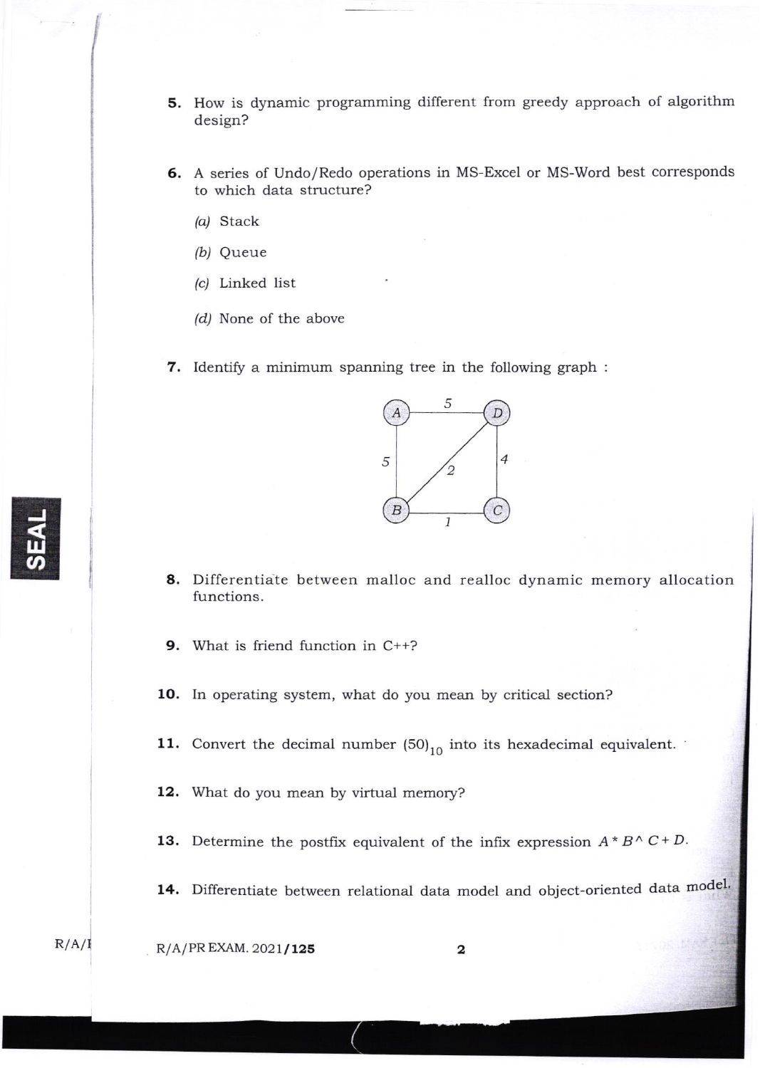5. How is dynamic programming different from greedy approach of algorithm design?

6. A series of Undo/Redo operations in MS-Excel or MS-Word best corresponds to which data structure?

   (a) Stack

   (b) Queue

   (c) Linked list

   (d) None of the above

7. Identify a minimum spanning tree in the following graph :

A
5
D
5
2
4
B
1
C

8. Differentiate between malloc and realloc dynamic memory allocation functions.

9. What is friend function in C++?

10. In operating system, what do you mean by critical section?

11. Convert the decimal number $(50)_{10}$ into its hexadecimal equivalent.

12. What do you mean by virtual memory?

13. Determine the postfix equivalent of the infix expression $A * B \wedge C + D$.

14. Differentiate between relational data model and object-oriented data model.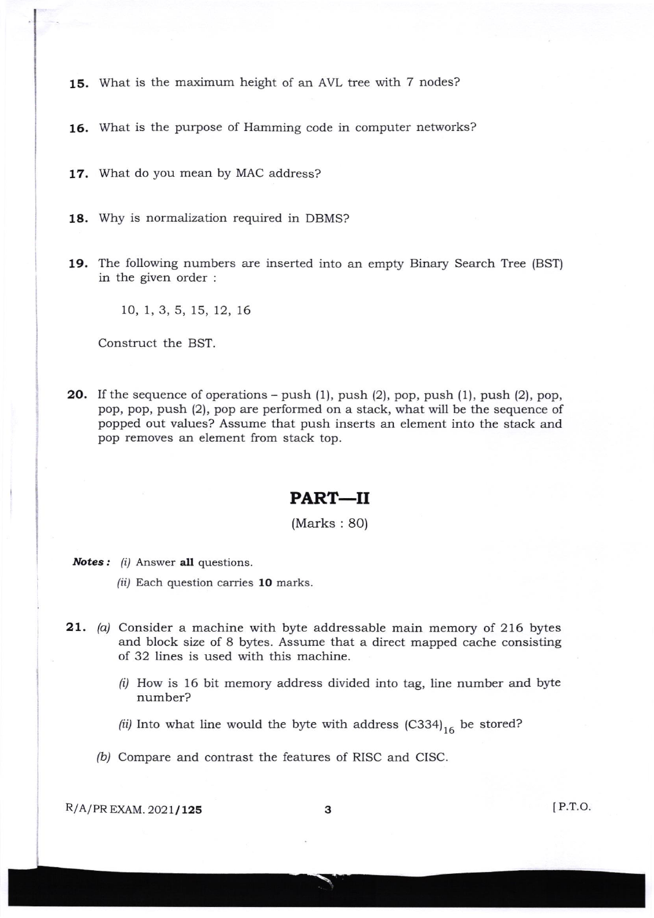15. What is the maximum height of an AVL tree with 7 nodes?

16. What is the purpose of Hamming code in computer networks?

17. What do you mean by MAC address?

18. Why is normalization required in DBMS?

19. The following numbers are inserted into an empty Binary Search Tree (BST) in the given order :

    10, 1, 3, 5, 15, 12, 16

    Construct the BST.

20. If the sequence of operations – push (1), push (2), pop, push (1), push (2), pop, pop, pop, push (2), pop are performed on a stack, what will be the sequence of popped out values? Assume that push inserts an element into the stack and pop removes an element from stack top.

## PART—II

(Marks : 80)

***Notes :*** *(i)* Answer **all** questions.

*(ii)* Each question carries **10** marks.

21. *(a)* Consider a machine with byte addressable main memory of 216 bytes and block size of 8 bytes. Assume that a direct mapped cache consisting of 32 lines is used with this machine.

    *(i)* How is 16 bit memory address divided into tag, line number and byte number?

    *(ii)* Into what line would the byte with address $(C334)_{16}$ be stored?

    *(b)* Compare and contrast the features of RISC and CISC.